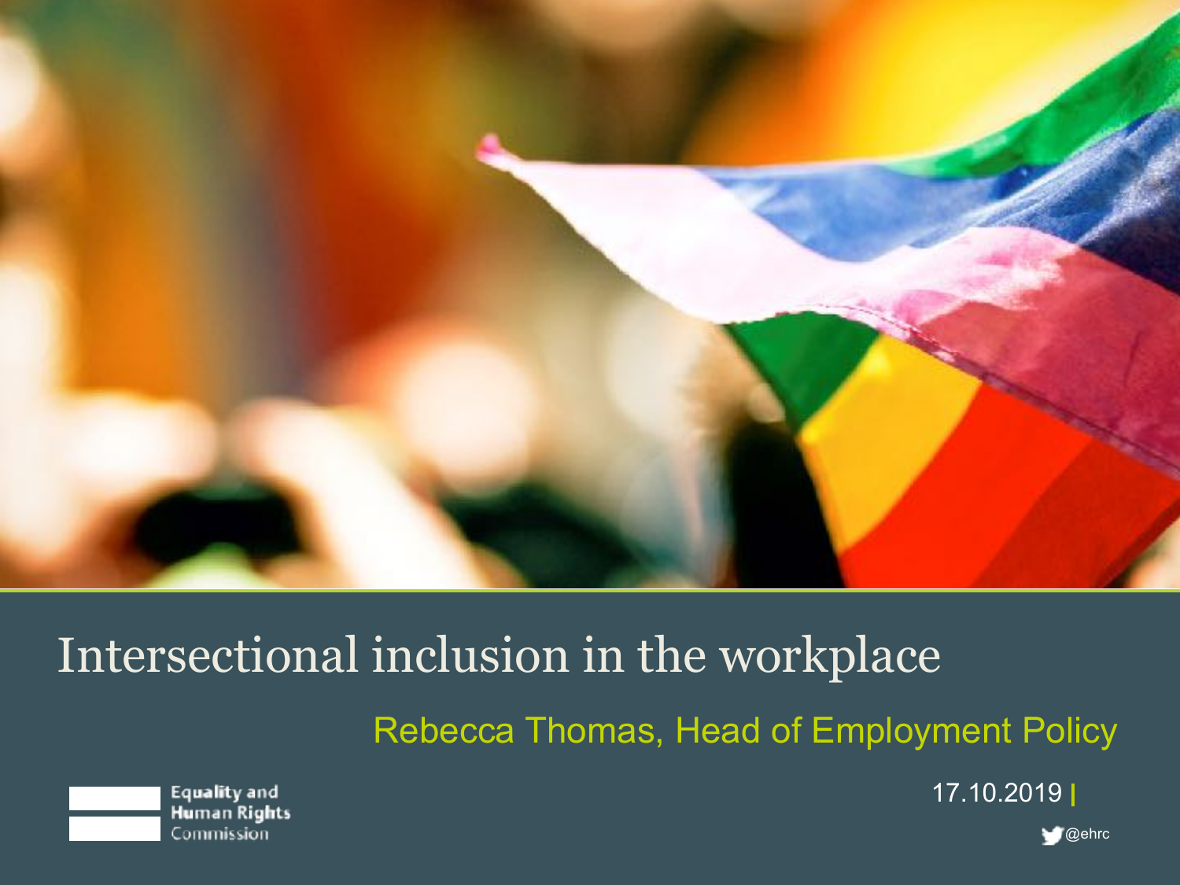# Intersectional inclusion in the workplace

Rebecca Thomas, Head of Employment Policy

Equality and Human Rights Commission

17.10.2019

@ehrc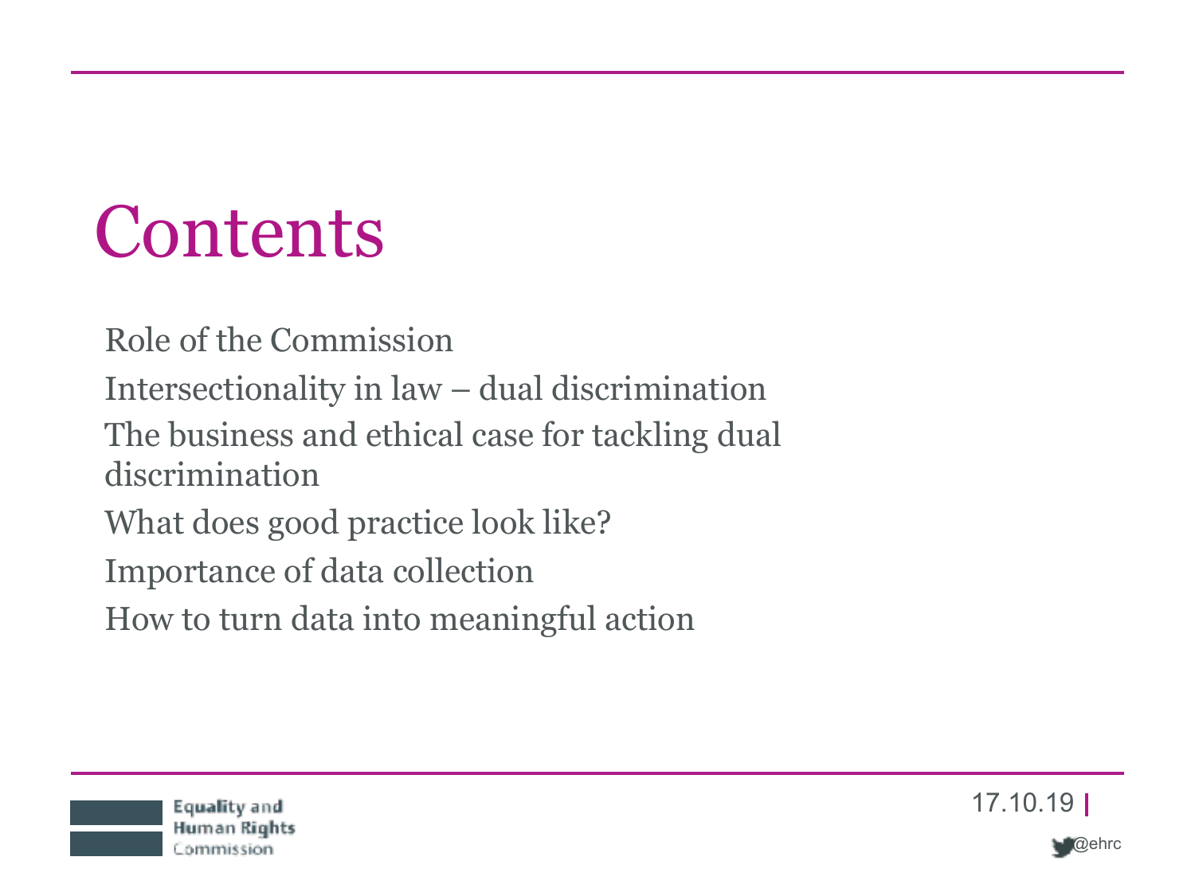# Contents

- Role of the Commission
- Intersectionality in law – dual discrimination
- The business and ethical case for tackling dual discrimination
- What does good practice look like?
- Importance of data collection
- How to turn data into meaningful action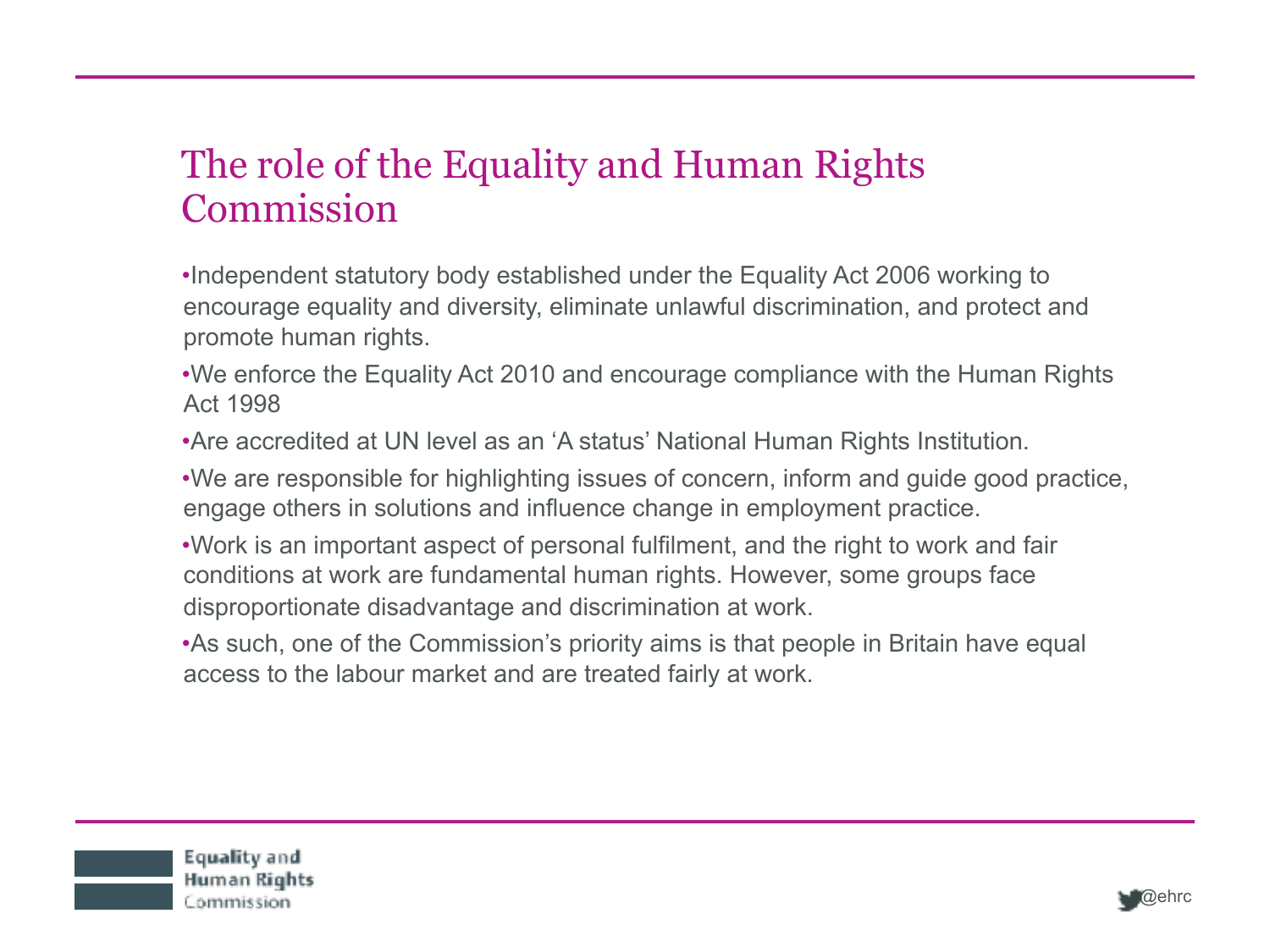# The role of the Equality and Human Rights Commission

- Independent statutory body established under the Equality Act 2006 working to encourage equality and diversity, eliminate unlawful discrimination, and protect and promote human rights.
- We enforce the Equality Act 2010 and encourage compliance with the Human Rights Act 1998
- Are accredited at UN level as an 'A status' National Human Rights Institution.
- We are responsible for highlighting issues of concern, inform and guide good practice, engage others in solutions and influence change in employment practice.
- Work is an important aspect of personal fulfilment, and the right to work and fair conditions at work are fundamental human rights. However, some groups face disproportionate disadvantage and discrimination at work.
- As such, one of the Commission's priority aims is that people in Britain have equal access to the labour market and are treated fairly at work.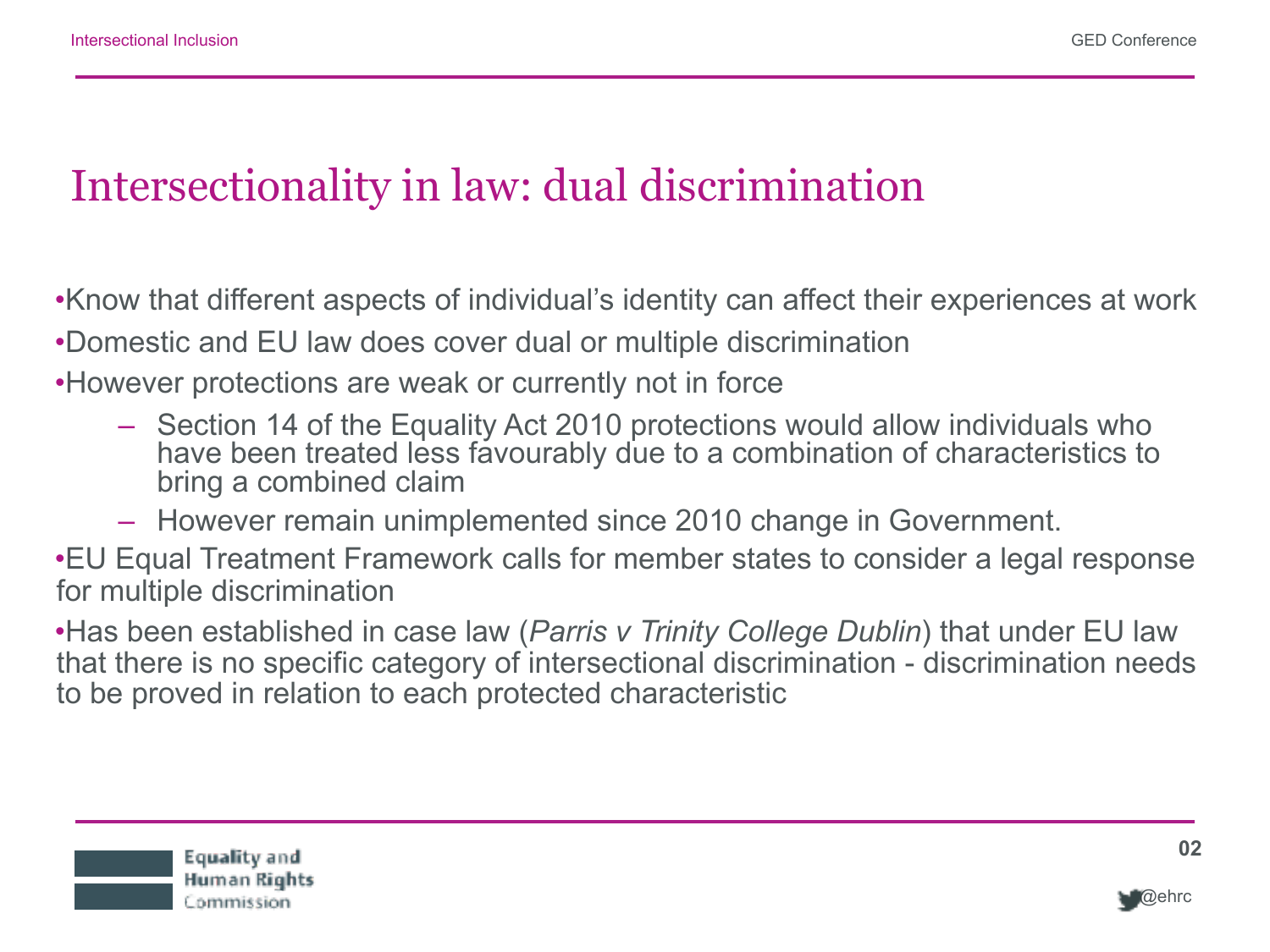# Intersectionality in law: dual discrimination

- Know that different aspects of individual's identity can affect their experiences at work
- Domestic and EU law does cover dual or multiple discrimination
- However protections are weak or currently not in force
  - Section 14 of the Equality Act 2010 protections would allow individuals who have been treated less favourably due to a combination of characteristics to bring a combined claim
  - However remain unimplemented since 2010 change in Government.
- EU Equal Treatment Framework calls for member states to consider a legal response for multiple discrimination
- Has been established in case law (*Parris v Trinity College Dublin*) that under EU law that there is no specific category of intersectional discrimination - discrimination needs to be proved in relation to each protected characteristic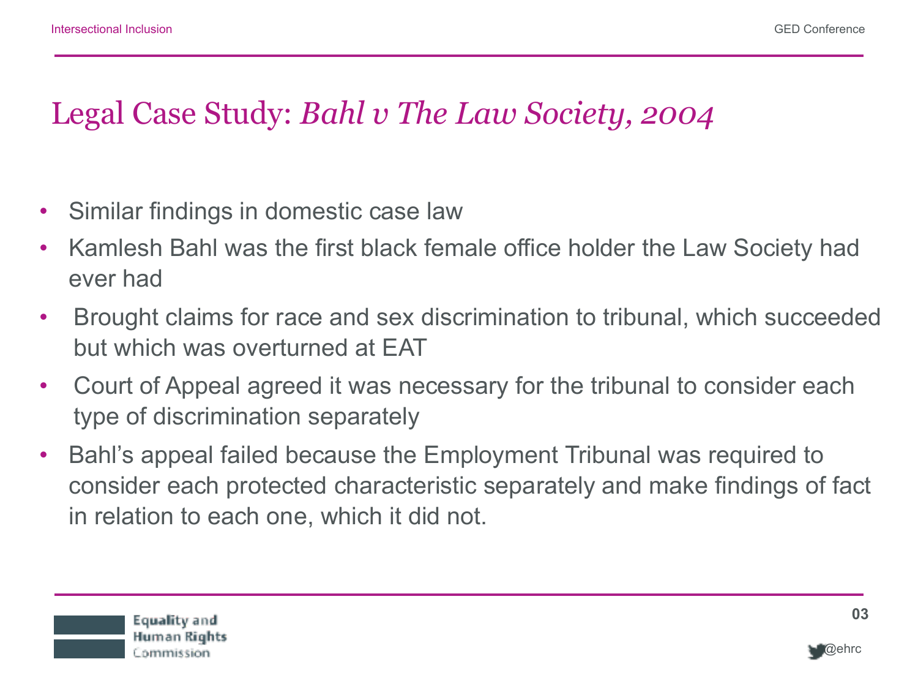# Legal Case Study: *Bahl v The Law Society, 2004*

- Similar findings in domestic case law
- Kamlesh Bahl was the first black female office holder the Law Society had ever had
- Brought claims for race and sex discrimination to tribunal, which succeeded but which was overturned at EAT
- Court of Appeal agreed it was necessary for the tribunal to consider each type of discrimination separately
- Bahl's appeal failed because the Employment Tribunal was required to consider each protected characteristic separately and make findings of fact in relation to each one, which it did not.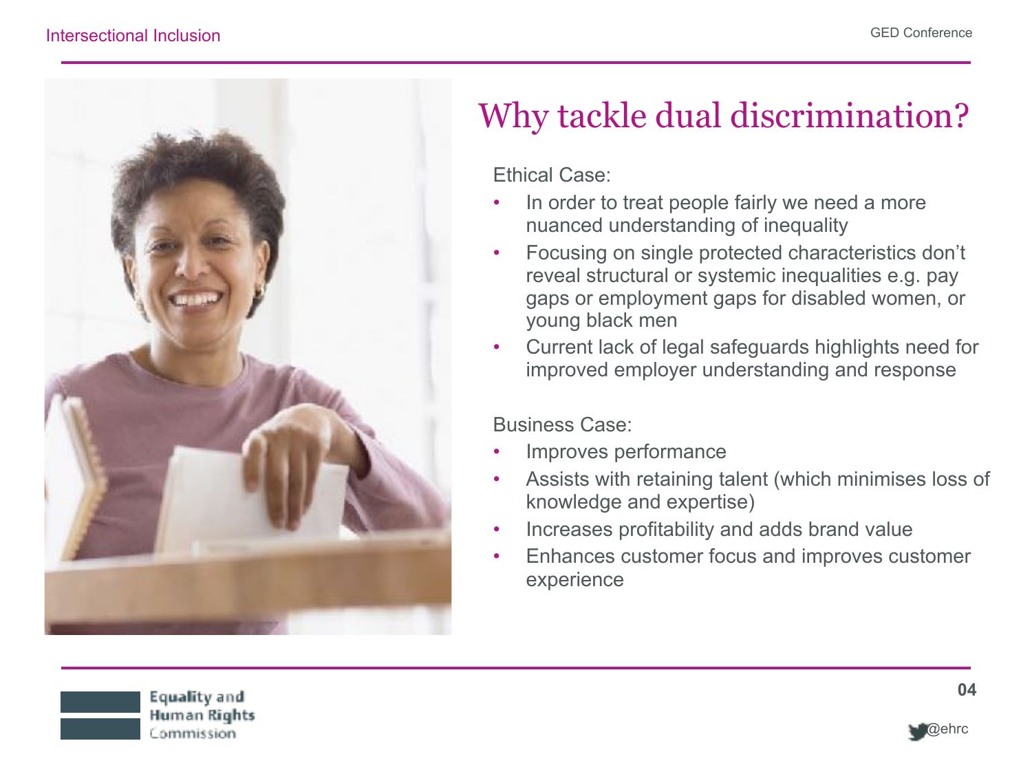# Why tackle dual discrimination?

Ethical Case:

- In order to treat people fairly we need a more nuanced understanding of inequality
- Focusing on single protected characteristics don't reveal structural or systemic inequalities e.g. pay gaps or employment gaps for disabled women, or young black men
- Current lack of legal safeguards highlights need for improved employer understanding and response

Business Case:

- Improves performance
- Assists with retaining talent (which minimises loss of knowledge and expertise)
- Increases profitability and adds brand value
- Enhances customer focus and improves customer experience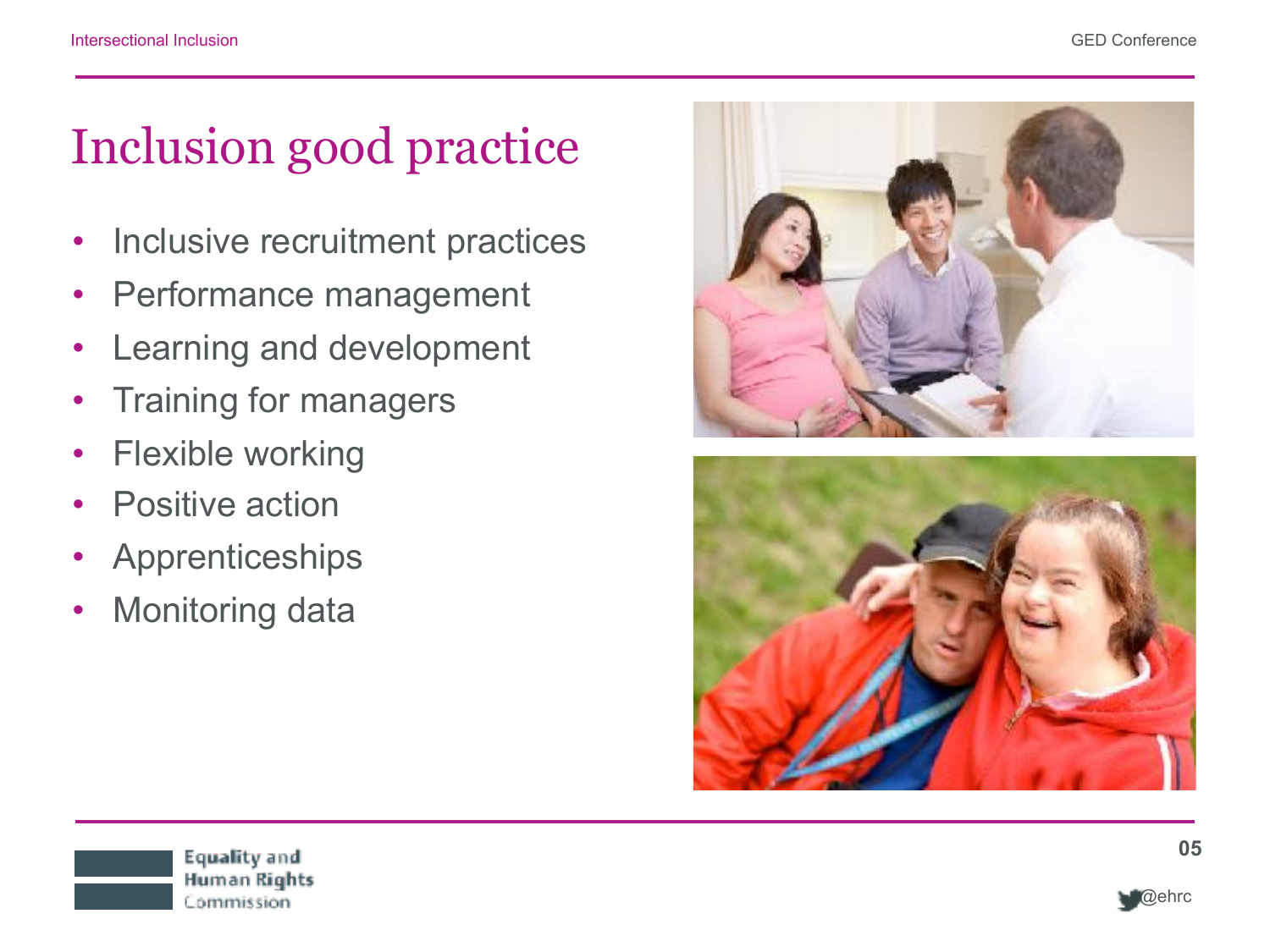# Inclusion good practice

- Inclusive recruitment practices
- Performance management
- Learning and development
- Training for managers
- Flexible working
- Positive action
- Apprenticeships
- Monitoring data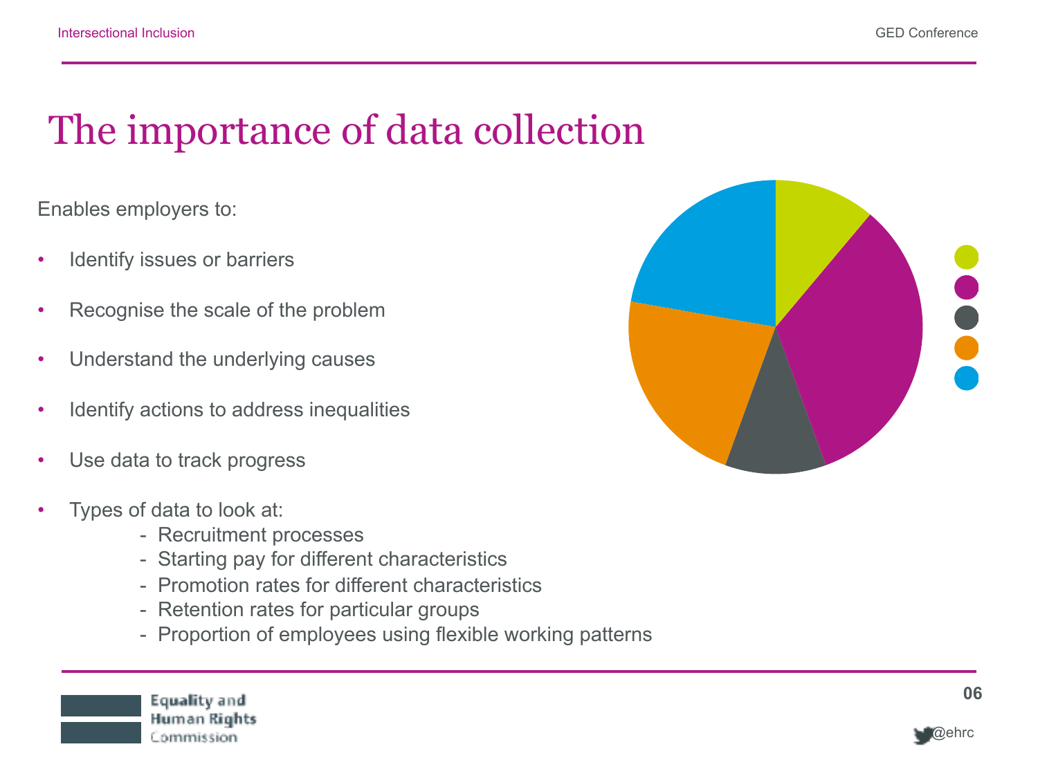# The importance of data collection

Enables employers to:

- Identify issues or barriers
- Recognise the scale of the problem
- Understand the underlying causes
- Identify actions to address inequalities
- Use data to track progress
- Types of data to look at:
  - Recruitment processes
  - Starting pay for different characteristics
  - Promotion rates for different characteristics
  - Retention rates for particular groups
  - Proportion of employees using flexible working patterns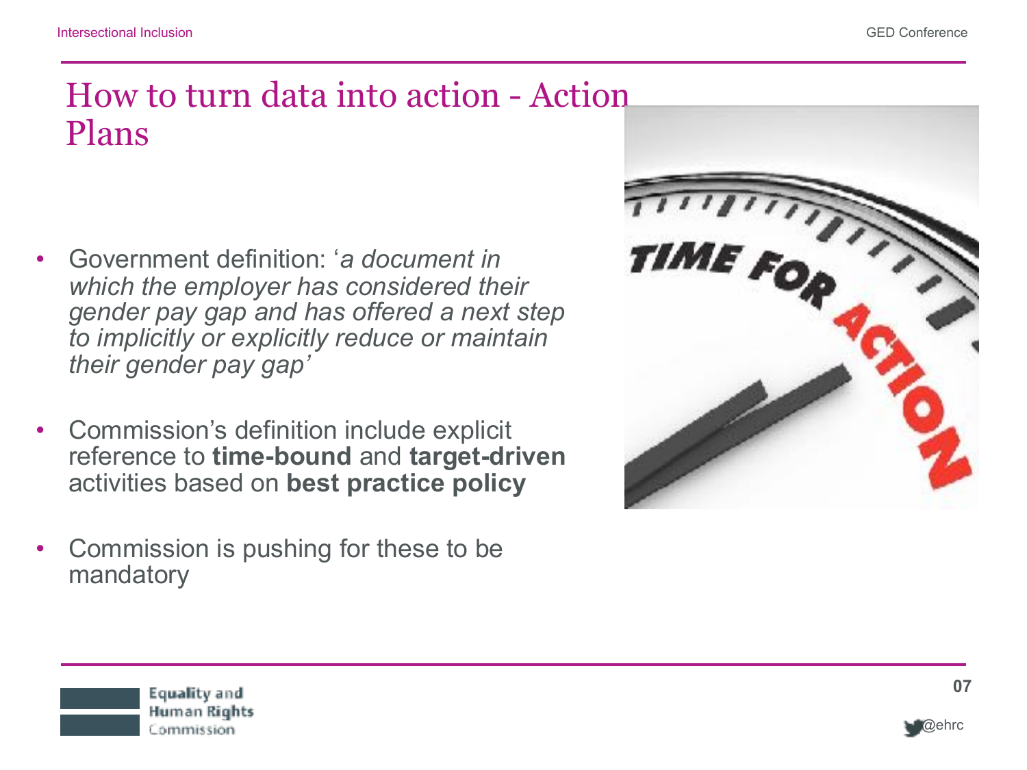# How to turn data into action - Action Plans

- Government definition: '*a document in which the employer has considered their gender pay gap and has offered a next step to implicitly or explicitly reduce or maintain their gender pay gap'*

- Commission's definition include explicit reference to **time-bound** and **target-driven** activities based on **best practice policy**

- Commission is pushing for these to be mandatory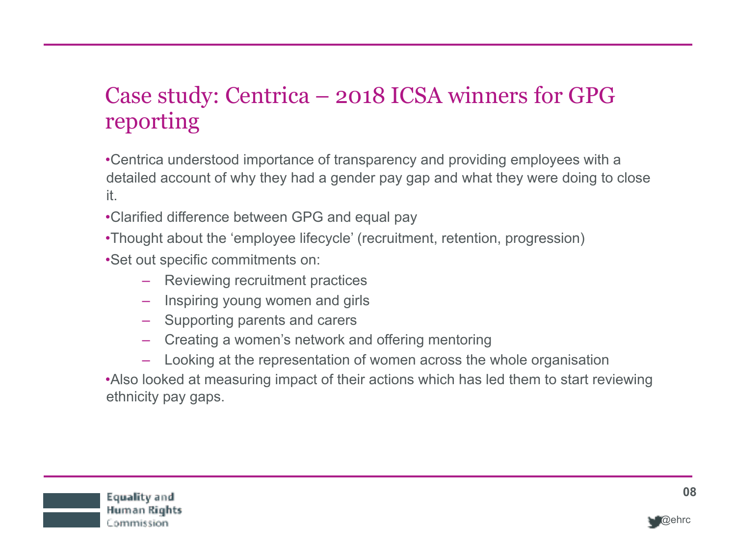# Case study: Centrica – 2018 ICSA winners for GPG reporting

- Centrica understood importance of transparency and providing employees with a detailed account of why they had a gender pay gap and what they were doing to close it.
- Clarified difference between GPG and equal pay
- Thought about the 'employee lifecycle' (recruitment, retention, progression)
- Set out specific commitments on:
  - Reviewing recruitment practices
  - Inspiring young women and girls
  - Supporting parents and carers
  - Creating a women's network and offering mentoring
  - Looking at the representation of women across the whole organisation
- Also looked at measuring impact of their actions which has led them to start reviewing ethnicity pay gaps.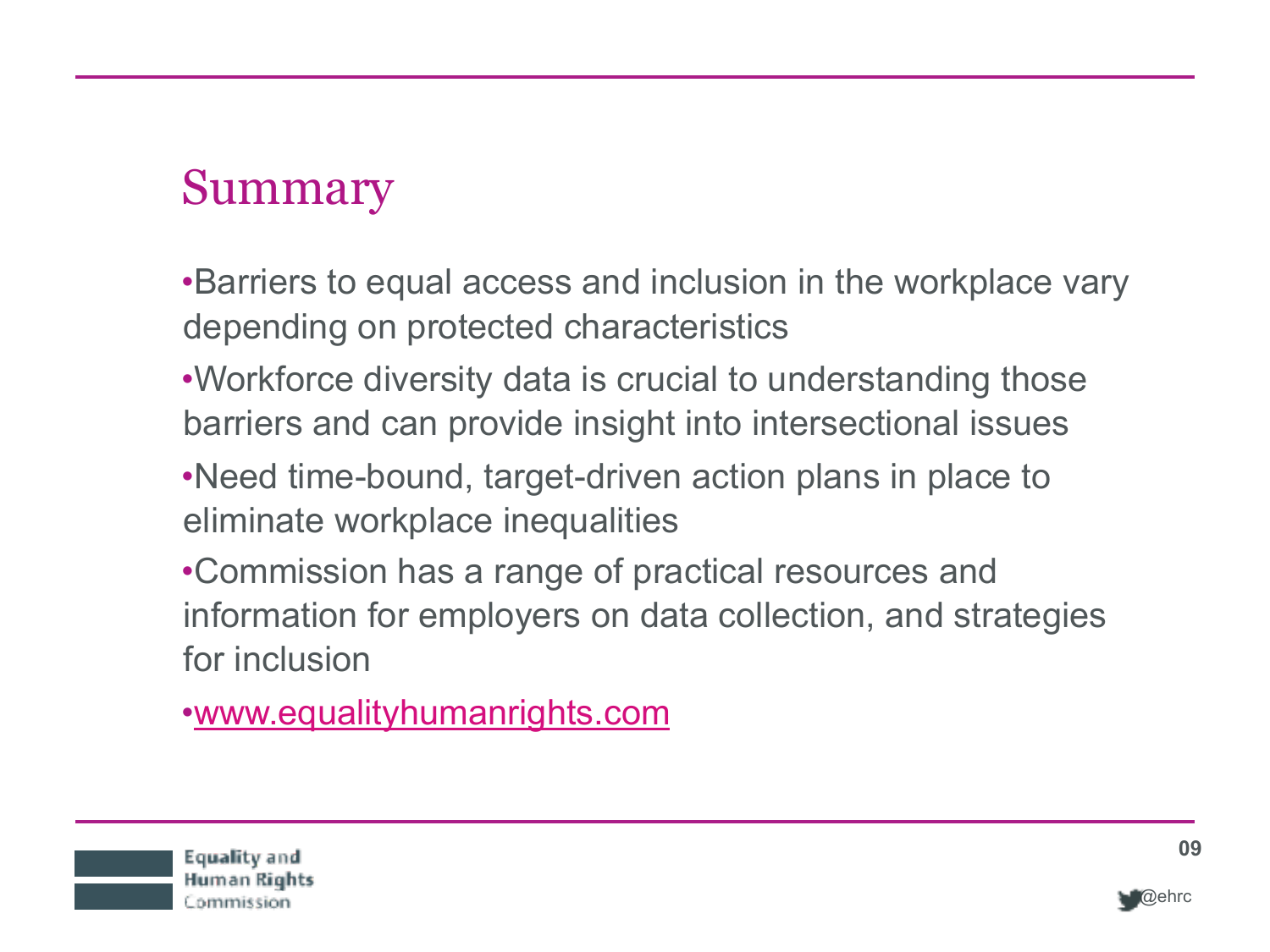# Summary

- Barriers to equal access and inclusion in the workplace vary depending on protected characteristics
- Workforce diversity data is crucial to understanding those barriers and can provide insight into intersectional issues
- Need time-bound, target-driven action plans in place to eliminate workplace inequalities
- Commission has a range of practical resources and information for employers on data collection, and strategies for inclusion
- www.equalityhumanrights.com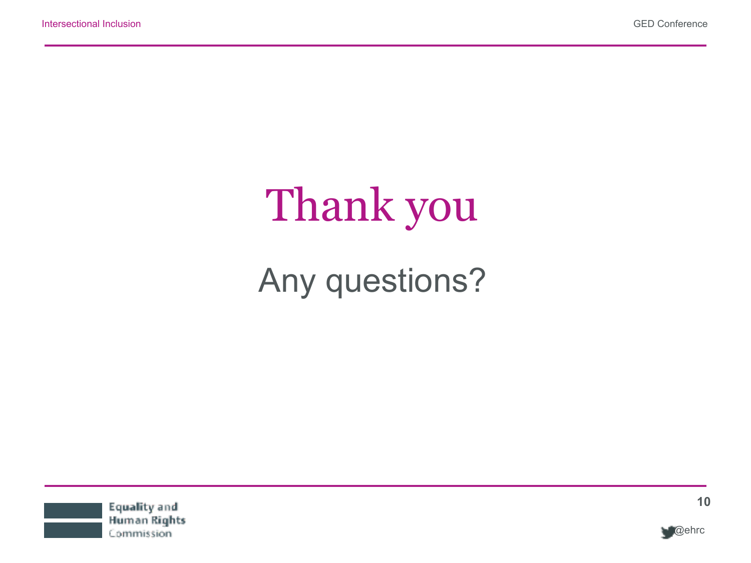# Thank you

Any questions?